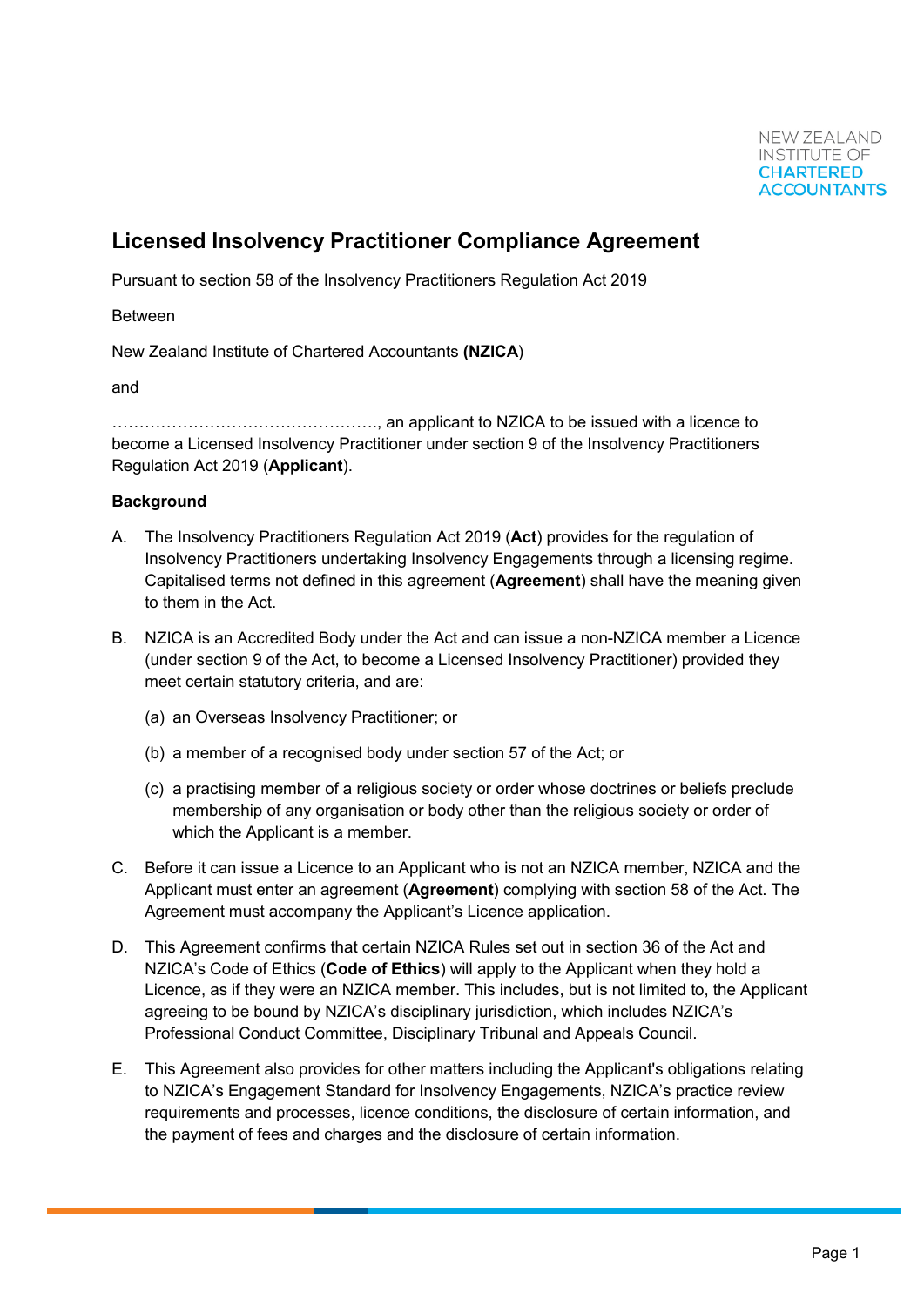NEW ZEALAND INSTITUTE OF CHARTERED ACCOUNTANTS

# Licensed Insolvency Practitioner Compliance Agreement

Pursuant to section 58 of the Insolvency Practitioners Regulation Act 2019

Between

New Zealand Institute of Chartered Accountants **(NZICA**)

and

…………………………………………., an applicant to NZICA to be issued with a licence to become a Licensed Insolvency Practitioner under section 9 of the Insolvency Practitioners Regulation Act 2019 (**Applicant**).

**Background**

A. The Insolvency Practitioners Regulation Act 2019 (**Act**) provides for the regulation of Insolvency Practitioners undertaking Insolvency Engagements through a licensing regime. Capitalised terms not defined in this agreement (**Agreement**) shall have the meaning given to them in the Act.

B. NZICA is an Accredited Body under the Act and can issue a non-NZICA member a Licence (under section 9 of the Act, to become a Licensed Insolvency Practitioner) provided they meet certain statutory criteria, and are:

   (a) an Overseas Insolvency Practitioner; or

   (b) a member of a recognised body under section 57 of the Act; or

   (c) a practising member of a religious society or order whose doctrines or beliefs preclude membership of any organisation or body other than the religious society or order of which the Applicant is a member.

C. Before it can issue a Licence to an Applicant who is not an NZICA member, NZICA and the Applicant must enter an agreement (**Agreement**) complying with section 58 of the Act. The Agreement must accompany the Applicant's Licence application.

D. This Agreement confirms that certain NZICA Rules set out in section 36 of the Act and NZICA's Code of Ethics (**Code of Ethics**) will apply to the Applicant when they hold a Licence, as if they were an NZICA member. This includes, but is not limited to, the Applicant agreeing to be bound by NZICA's disciplinary jurisdiction, which includes NZICA's Professional Conduct Committee, Disciplinary Tribunal and Appeals Council.

E. This Agreement also provides for other matters including the Applicant's obligations relating to NZICA's Engagement Standard for Insolvency Engagements, NZICA's practice review requirements and processes, licence conditions, the disclosure of certain information, and the payment of fees and charges and the disclosure of certain information.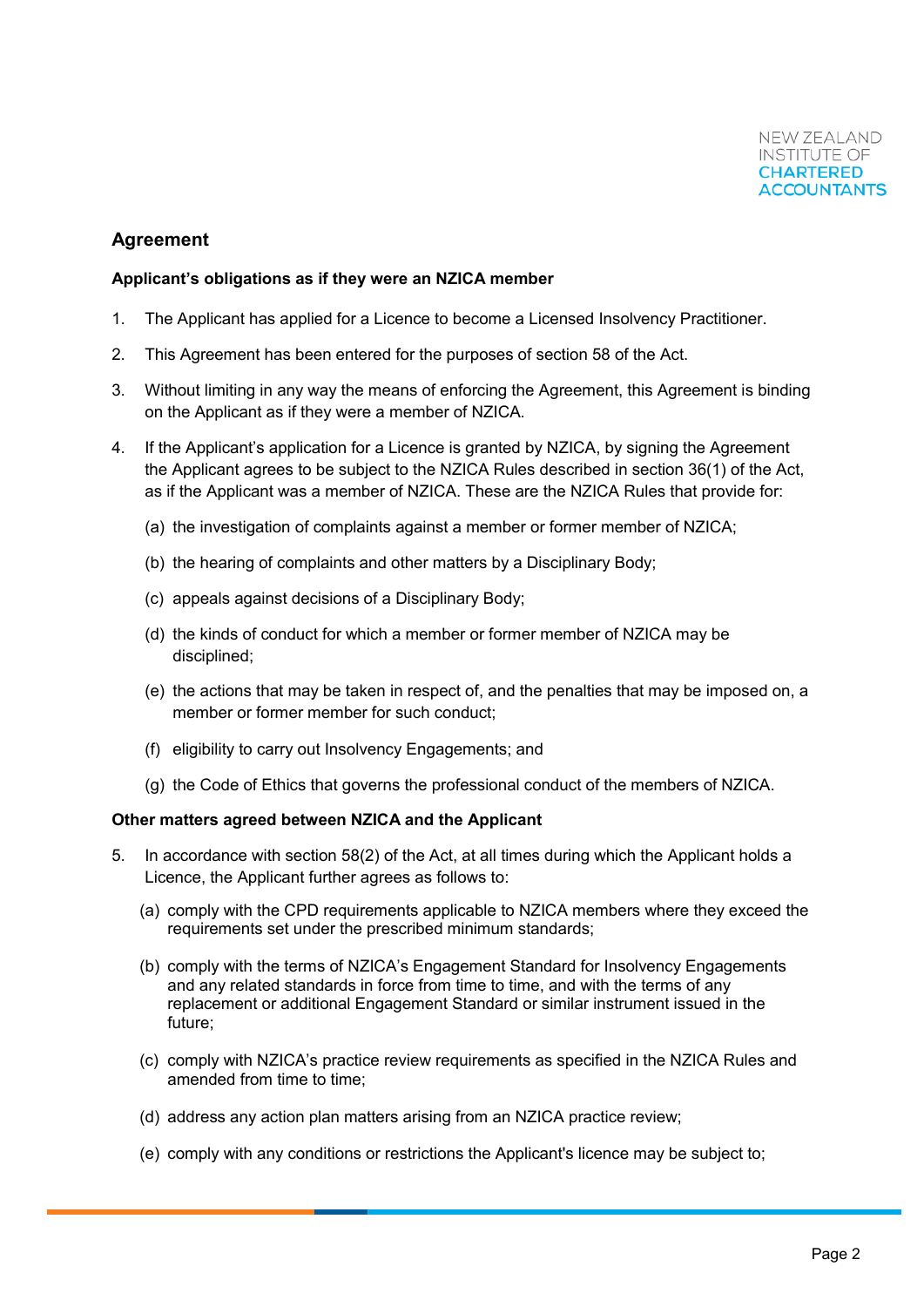## Agreement

### Applicant's obligations as if they were an NZICA member

1. The Applicant has applied for a Licence to become a Licensed Insolvency Practitioner.

2. This Agreement has been entered for the purposes of section 58 of the Act.

3. Without limiting in any way the means of enforcing the Agreement, this Agreement is binding on the Applicant as if they were a member of NZICA.

4. If the Applicant's application for a Licence is granted by NZICA, by signing the Agreement the Applicant agrees to be subject to the NZICA Rules described in section 36(1) of the Act, as if the Applicant was a member of NZICA. These are the NZICA Rules that provide for:

   (a) the investigation of complaints against a member or former member of NZICA;

   (b) the hearing of complaints and other matters by a Disciplinary Body;

   (c) appeals against decisions of a Disciplinary Body;

   (d) the kinds of conduct for which a member or former member of NZICA may be disciplined;

   (e) the actions that may be taken in respect of, and the penalties that may be imposed on, a member or former member for such conduct;

   (f) eligibility to carry out Insolvency Engagements; and

   (g) the Code of Ethics that governs the professional conduct of the members of NZICA.

### Other matters agreed between NZICA and the Applicant

5. In accordance with section 58(2) of the Act, at all times during which the Applicant holds a Licence, the Applicant further agrees as follows to:

   (a) comply with the CPD requirements applicable to NZICA members where they exceed the requirements set under the prescribed minimum standards;

   (b) comply with the terms of NZICA's Engagement Standard for Insolvency Engagements and any related standards in force from time to time, and with the terms of any replacement or additional Engagement Standard or similar instrument issued in the future;

   (c) comply with NZICA's practice review requirements as specified in the NZICA Rules and amended from time to time;

   (d) address any action plan matters arising from an NZICA practice review;

   (e) comply with any conditions or restrictions the Applicant's licence may be subject to;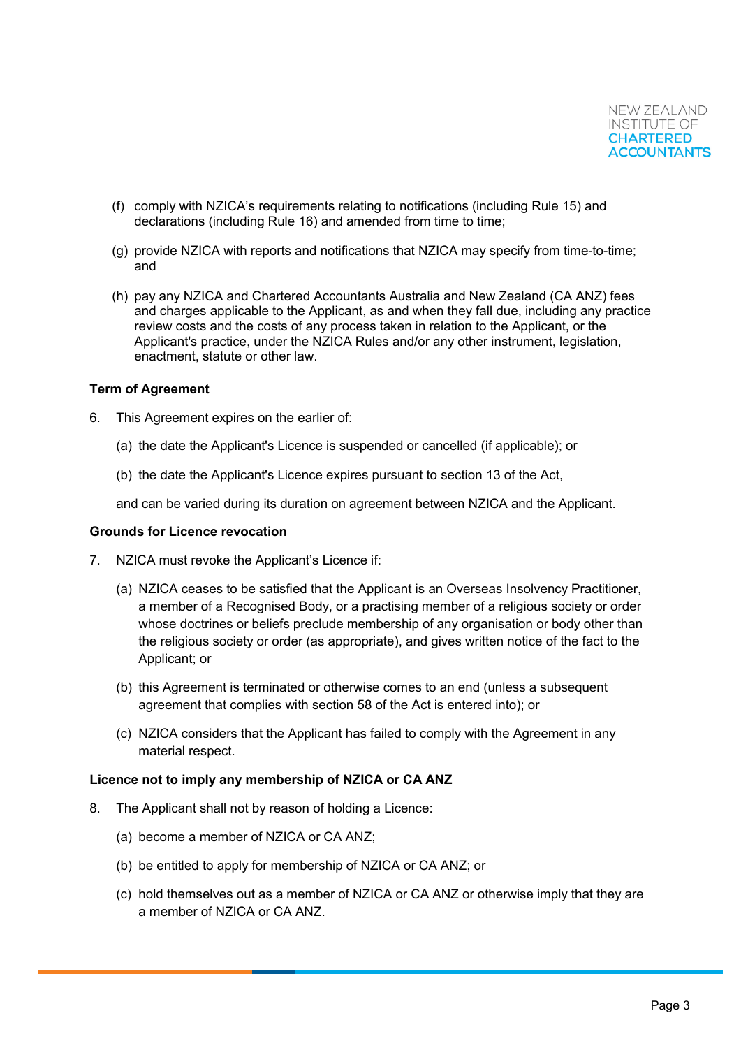(f) comply with NZICA's requirements relating to notifications (including Rule 15) and declarations (including Rule 16) and amended from time to time;

(g) provide NZICA with reports and notifications that NZICA may specify from time-to-time; and

(h) pay any NZICA and Chartered Accountants Australia and New Zealand (CA ANZ) fees and charges applicable to the Applicant, as and when they fall due, including any practice review costs and the costs of any process taken in relation to the Applicant, or the Applicant's practice, under the NZICA Rules and/or any other instrument, legislation, enactment, statute or other law.

**Term of Agreement**

6. This Agreement expires on the earlier of:

   (a) the date the Applicant's Licence is suspended or cancelled (if applicable); or

   (b) the date the Applicant's Licence expires pursuant to section 13 of the Act,

   and can be varied during its duration on agreement between NZICA and the Applicant.

**Grounds for Licence revocation**

7. NZICA must revoke the Applicant's Licence if:

   (a) NZICA ceases to be satisfied that the Applicant is an Overseas Insolvency Practitioner, a member of a Recognised Body, or a practising member of a religious society or order whose doctrines or beliefs preclude membership of any organisation or body other than the religious society or order (as appropriate), and gives written notice of the fact to the Applicant; or

   (b) this Agreement is terminated or otherwise comes to an end (unless a subsequent agreement that complies with section 58 of the Act is entered into); or

   (c) NZICA considers that the Applicant has failed to comply with the Agreement in any material respect.

**Licence not to imply any membership of NZICA or CA ANZ**

8. The Applicant shall not by reason of holding a Licence:

   (a) become a member of NZICA or CA ANZ;

   (b) be entitled to apply for membership of NZICA or CA ANZ; or

   (c) hold themselves out as a member of NZICA or CA ANZ or otherwise imply that they are a member of NZICA or CA ANZ.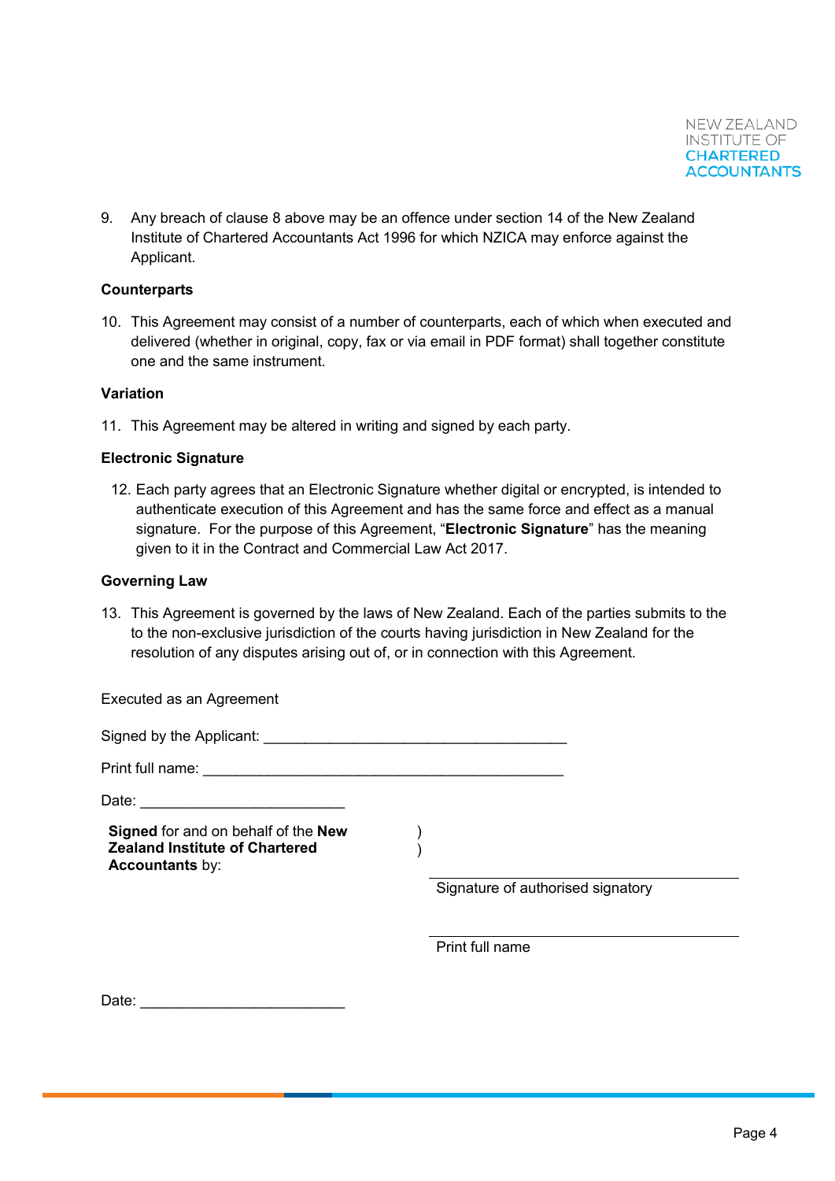9. Any breach of clause 8 above may be an offence under section 14 of the New Zealand Institute of Chartered Accountants Act 1996 for which NZICA may enforce against the Applicant.

**Counterparts**

10. This Agreement may consist of a number of counterparts, each of which when executed and delivered (whether in original, copy, fax or via email in PDF format) shall together constitute one and the same instrument.

**Variation**

11. This Agreement may be altered in writing and signed by each party.

**Electronic Signature**

12. Each party agrees that an Electronic Signature whether digital or encrypted, is intended to authenticate execution of this Agreement and has the same force and effect as a manual signature. For the purpose of this Agreement, "**Electronic Signature**" has the meaning given to it in the Contract and Commercial Law Act 2017.

**Governing Law**

13. This Agreement is governed by the laws of New Zealand. Each of the parties submits to the to the non-exclusive jurisdiction of the courts having jurisdiction in New Zealand for the resolution of any disputes arising out of, or in connection with this Agreement.

Executed as an Agreement

Signed by the Applicant: ______________________________________

Print full name: _____________________________________________

Date: _________________________

**Signed** for and on behalf of the **New Zealand Institute of Chartered Accountants** by: )
)

______________________________________
Signature of authorised signatory

______________________________________
Print full name

Date: _________________________